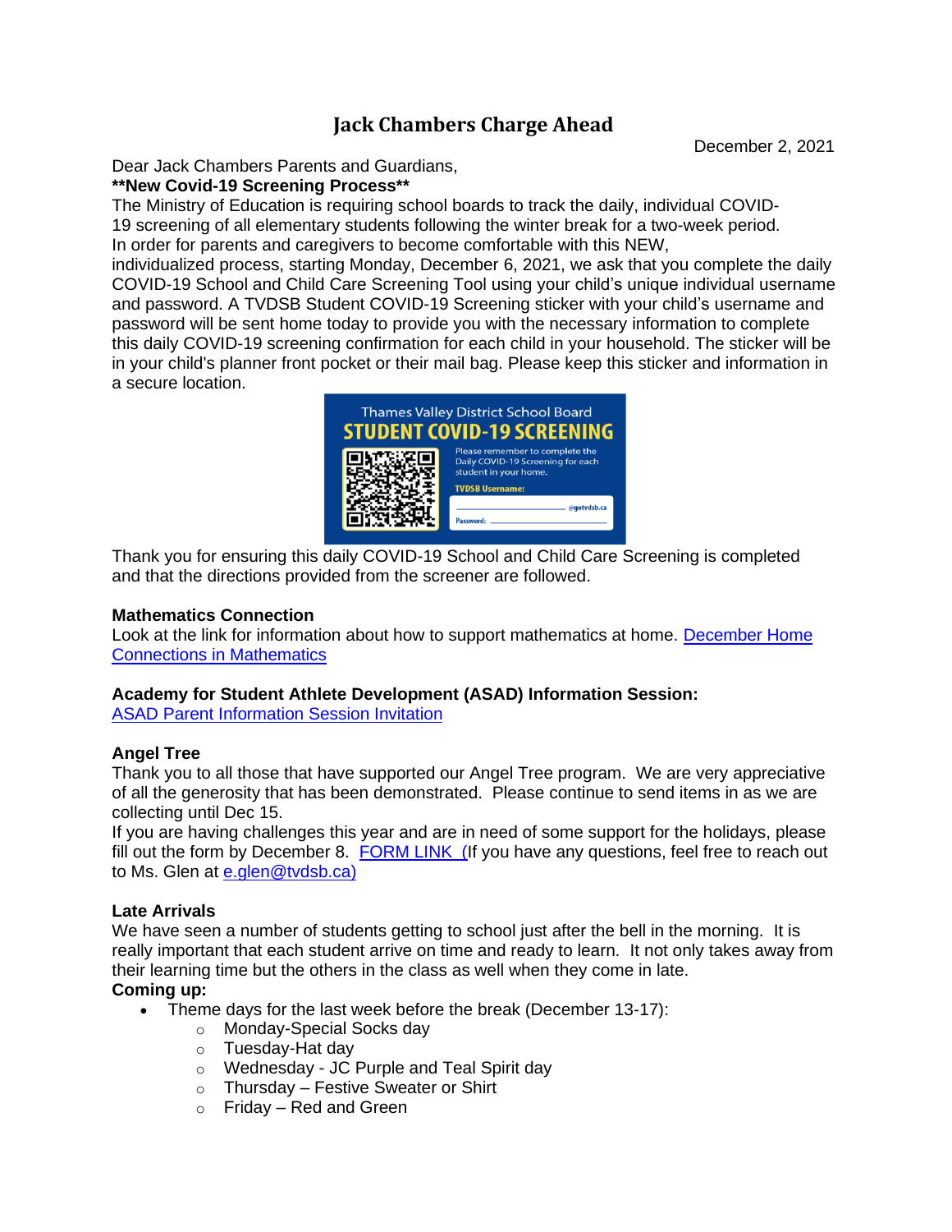# Jack Chambers Charge Ahead

December 2, 2021

Dear Jack Chambers Parents and Guardians,

**\*\*New Covid-19 Screening Process\*\***

The Ministry of Education is requiring school boards to track the daily, individual COVID-19 screening of all elementary students following the winter break for a two-week period. In order for parents and caregivers to become comfortable with this NEW, individualized process, starting Monday, December 6, 2021, we ask that you complete the daily COVID-19 School and Child Care Screening Tool using your child's unique individual username and password. A TVDSB Student COVID-19 Screening sticker with your child's username and password will be sent home today to provide you with the necessary information to complete this daily COVID-19 screening confirmation for each child in your household. The sticker will be in your child's planner front pocket or their mail bag. Please keep this sticker and information in a secure location.

Thames Valley District School Board
STUDENT COVID-19 SCREENING
Please remember to complete the Daily COVID-19 Screening for each student in your home.
TVDSB Username: ____________ @gotvdsb.ca
Password: ____________

Thank you for ensuring this daily COVID-19 School and Child Care Screening is completed and that the directions provided from the screener are followed.

**Mathematics Connection**

Look at the link for information about how to support mathematics at home. December Home Connections in Mathematics

**Academy for Student Athlete Development (ASAD) Information Session:**

ASAD Parent Information Session Invitation

**Angel Tree**

Thank you to all those that have supported our Angel Tree program. We are very appreciative of all the generosity that has been demonstrated. Please continue to send items in as we are collecting until Dec 15.

If you are having challenges this year and are in need of some support for the holidays, please fill out the form by December 8. FORM LINK (If you have any questions, feel free to reach out to Ms. Glen at e.glen@tvdsb.ca)

**Late Arrivals**

We have seen a number of students getting to school just after the bell in the morning. It is really important that each student arrive on time and ready to learn. It not only takes away from their learning time but the others in the class as well when they come in late.

**Coming up:**

- Theme days for the last week before the break (December 13-17):
  - Monday-Special Socks day
  - Tuesday-Hat day
  - Wednesday - JC Purple and Teal Spirit day
  - Thursday – Festive Sweater or Shirt
  - Friday – Red and Green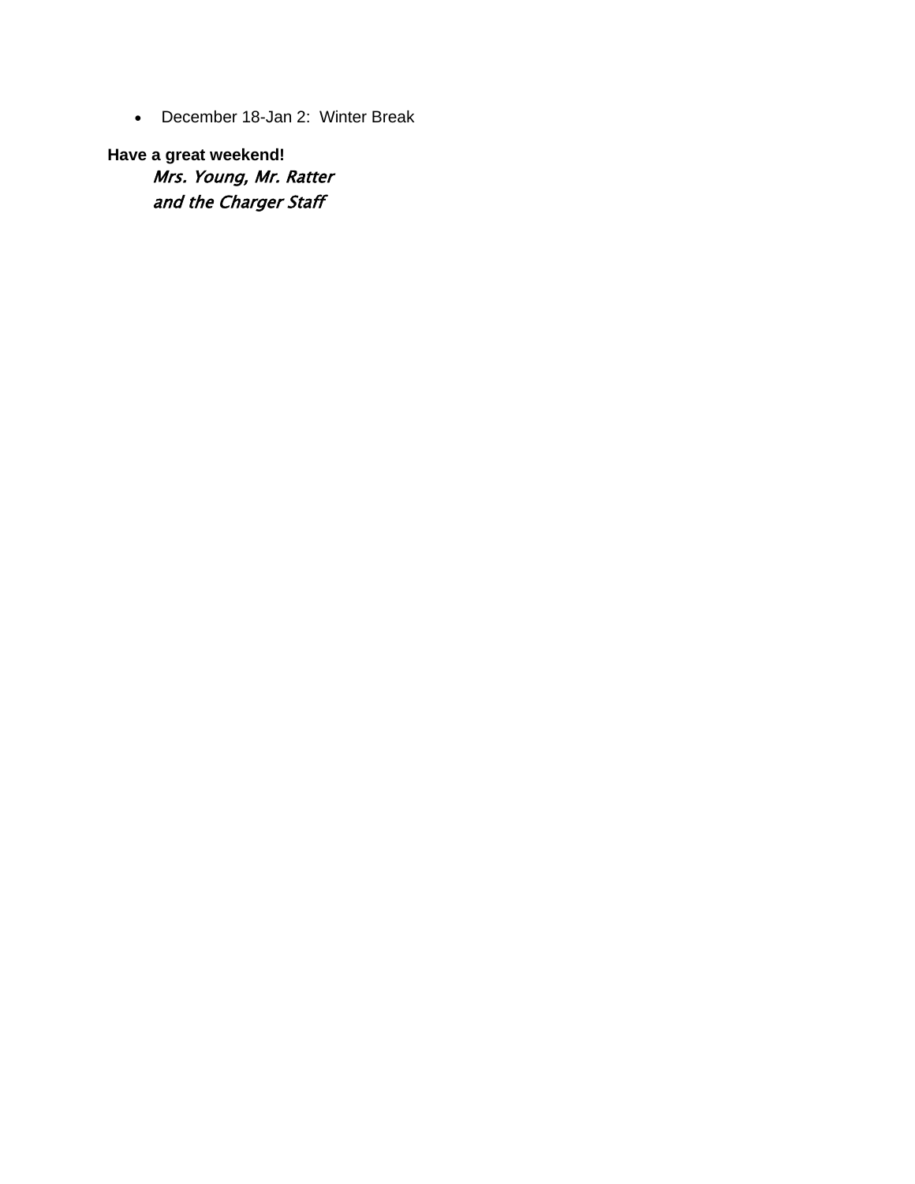- December 18-Jan 2:  Winter Break

**Have a great weekend!**

*Mrs. Young, Mr. Ratter*
*and the Charger Staff*